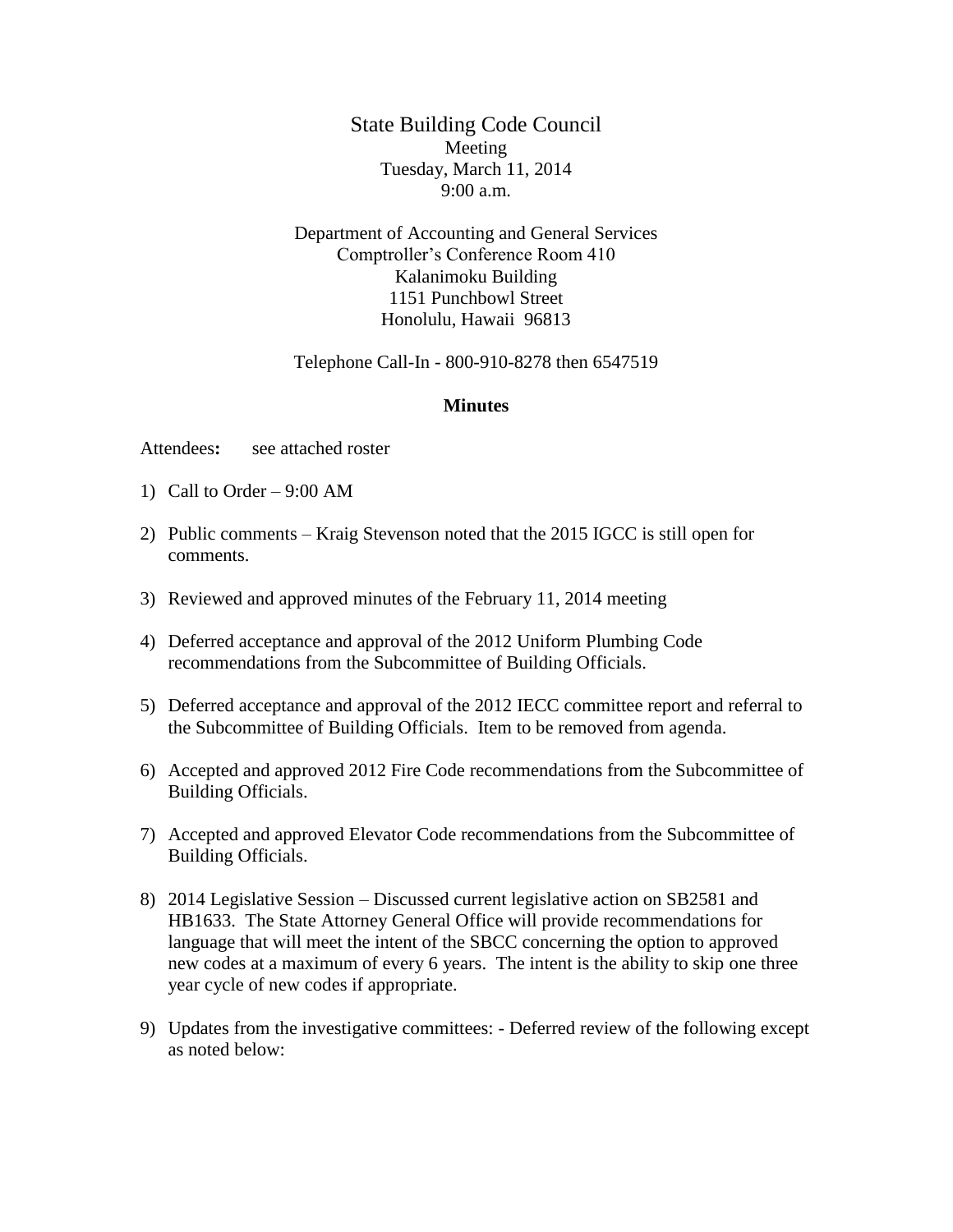# State Building Code Council

Meeting
Tuesday, March 11, 2014
9:00 a.m.

Department of Accounting and General Services
Comptroller's Conference Room 410
Kalanimoku Building
1151 Punchbowl Street
Honolulu, Hawaii 96813

Telephone Call-In - 800-910-8278 then 6547519

**Minutes**

Attendees**:** see attached roster

1) Call to Order – 9:00 AM

2) Public comments – Kraig Stevenson noted that the 2015 IGCC is still open for comments.

3) Reviewed and approved minutes of the February 11, 2014 meeting

4) Deferred acceptance and approval of the 2012 Uniform Plumbing Code recommendations from the Subcommittee of Building Officials.

5) Deferred acceptance and approval of the 2012 IECC committee report and referral to the Subcommittee of Building Officials. Item to be removed from agenda.

6) Accepted and approved 2012 Fire Code recommendations from the Subcommittee of Building Officials.

7) Accepted and approved Elevator Code recommendations from the Subcommittee of Building Officials.

8) 2014 Legislative Session – Discussed current legislative action on SB2581 and HB1633. The State Attorney General Office will provide recommendations for language that will meet the intent of the SBCC concerning the option to approved new codes at a maximum of every 6 years. The intent is the ability to skip one three year cycle of new codes if appropriate.

9) Updates from the investigative committees: - Deferred review of the following except as noted below: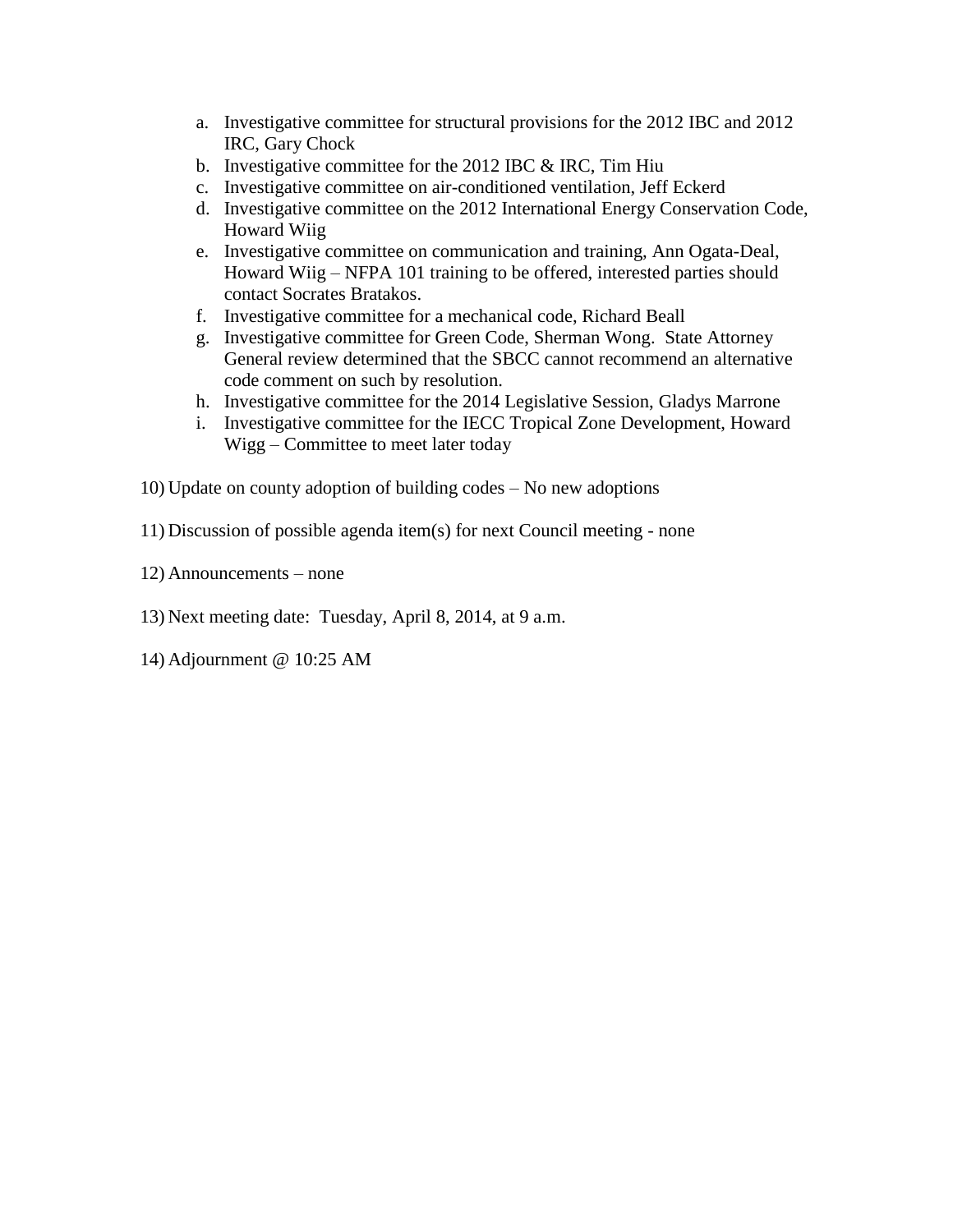a. Investigative committee for structural provisions for the 2012 IBC and 2012 IRC, Gary Chock
b. Investigative committee for the 2012 IBC & IRC, Tim Hiu
c. Investigative committee on air-conditioned ventilation, Jeff Eckerd
d. Investigative committee on the 2012 International Energy Conservation Code, Howard Wiig
e. Investigative committee on communication and training, Ann Ogata-Deal, Howard Wiig – NFPA 101 training to be offered, interested parties should contact Socrates Bratakos.
f. Investigative committee for a mechanical code, Richard Beall
g. Investigative committee for Green Code, Sherman Wong. State Attorney General review determined that the SBCC cannot recommend an alternative code comment on such by resolution.
h. Investigative committee for the 2014 Legislative Session, Gladys Marrone
i. Investigative committee for the IECC Tropical Zone Development, Howard Wigg – Committee to meet later today

10) Update on county adoption of building codes – No new adoptions

11) Discussion of possible agenda item(s) for next Council meeting - none

12) Announcements – none

13) Next meeting date: Tuesday, April 8, 2014, at 9 a.m.

14) Adjournment @ 10:25 AM